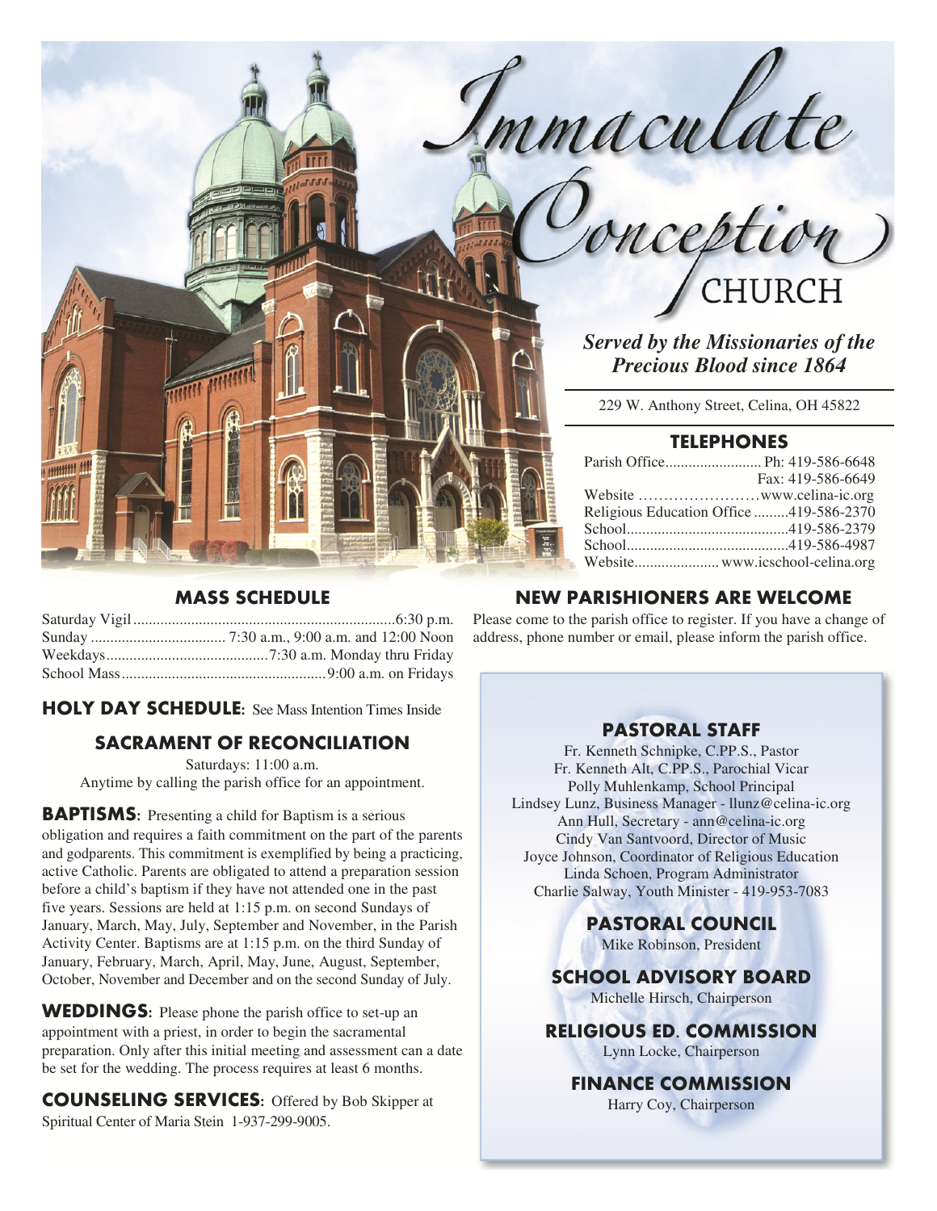# Immaculate Conception CHURCH

***Served by the Missionaries of the Precious Blood since 1864***

229 W. Anthony Street, Celina, OH 45822

## TELEPHONES

Parish Office......................... Ph: 419-586-6648
Fax: 419-586-6649
Website ……………………www.celina-ic.org
Religious Education Office .........419-586-2370
School..........................................419-586-2379
School..........................................419-586-4987
Website...................... www.icschool-celina.org

## MASS SCHEDULE

Saturday Vigil....................................................................6:30 p.m.
Sunday .................................. 7:30 a.m., 9:00 a.m. and 12:00 Noon
Weekdays..........................................7:30 a.m. Monday thru Friday
School Mass.....................................................9:00 a.m. on Fridays

**HOLY DAY SCHEDULE:** See Mass Intention Times Inside

## SACRAMENT OF RECONCILIATION

Saturdays: 11:00 a.m.
Anytime by calling the parish office for an appointment.

**BAPTISMS:** Presenting a child for Baptism is a serious obligation and requires a faith commitment on the part of the parents and godparents. This commitment is exemplified by being a practicing, active Catholic. Parents are obligated to attend a preparation session before a child's baptism if they have not attended one in the past five years. Sessions are held at 1:15 p.m. on second Sundays of January, March, May, July, September and November, in the Parish Activity Center. Baptisms are at 1:15 p.m. on the third Sunday of January, February, March, April, May, June, August, September, October, November and December and on the second Sunday of July.

**WEDDINGS:** Please phone the parish office to set-up an appointment with a priest, in order to begin the sacramental preparation. Only after this initial meeting and assessment can a date be set for the wedding. The process requires at least 6 months.

**COUNSELING SERVICES:** Offered by Bob Skipper at Spiritual Center of Maria Stein 1-937-299-9005.

## NEW PARISHIONERS ARE WELCOME

Please come to the parish office to register. If you have a change of address, phone number or email, please inform the parish office.

## PASTORAL STAFF

Fr. Kenneth Schnipke, C.PP.S., Pastor
Fr. Kenneth Alt, C.PP.S., Parochial Vicar
Polly Muhlenkamp, School Principal
Lindsey Lunz, Business Manager - llunz@celina-ic.org
Ann Hull, Secretary - ann@celina-ic.org
Cindy Van Santvoord, Director of Music
Joyce Johnson, Coordinator of Religious Education
Linda Schoen, Program Administrator
Charlie Salway, Youth Minister - 419-953-7083

## PASTORAL COUNCIL

Mike Robinson, President

## SCHOOL ADVISORY BOARD

Michelle Hirsch, Chairperson

## RELIGIOUS ED. COMMISSION

Lynn Locke, Chairperson

## FINANCE COMMISSION

Harry Coy, Chairperson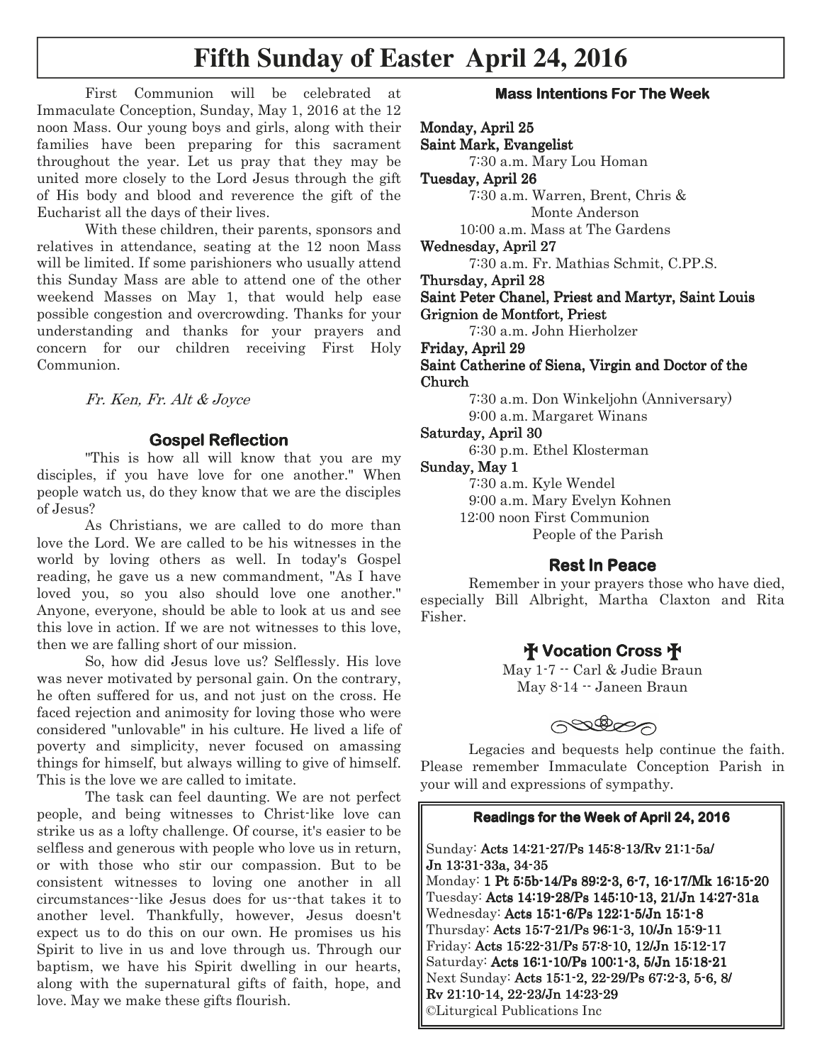# Fifth Sunday of Easter April 24, 2016

First Communion will be celebrated at Immaculate Conception, Sunday, May 1, 2016 at the 12 noon Mass. Our young boys and girls, along with their families have been preparing for this sacrament throughout the year. Let us pray that they may be united more closely to the Lord Jesus through the gift of His body and blood and reverence the gift of the Eucharist all the days of their lives.

With these children, their parents, sponsors and relatives in attendance, seating at the 12 noon Mass will be limited. If some parishioners who usually attend this Sunday Mass are able to attend one of the other weekend Masses on May 1, that would help ease possible congestion and overcrowding. Thanks for your understanding and thanks for your prayers and concern for our children receiving First Holy Communion.

*Fr. Ken, Fr. Alt & Joyce*

## Gospel Reflection

"This is how all will know that you are my disciples, if you have love for one another." When people watch us, do they know that we are the disciples of Jesus?

As Christians, we are called to do more than love the Lord. We are called to be his witnesses in the world by loving others as well. In today's Gospel reading, he gave us a new commandment, "As I have loved you, so you also should love one another." Anyone, everyone, should be able to look at us and see this love in action. If we are not witnesses to this love, then we are falling short of our mission.

So, how did Jesus love us? Selflessly. His love was never motivated by personal gain. On the contrary, he often suffered for us, and not just on the cross. He faced rejection and animosity for loving those who were considered "unlovable" in his culture. He lived a life of poverty and simplicity, never focused on amassing things for himself, but always willing to give of himself. This is the love we are called to imitate.

The task can feel daunting. We are not perfect people, and being witnesses to Christ-like love can strike us as a lofty challenge. Of course, it's easier to be selfless and generous with people who love us in return, or with those who stir our compassion. But to be consistent witnesses to loving one another in all circumstances--like Jesus does for us--that takes it to another level. Thankfully, however, Jesus doesn't expect us to do this on our own. He promises us his Spirit to live in us and love through us. Through our baptism, we have his Spirit dwelling in our hearts, along with the supernatural gifts of faith, hope, and love. May we make these gifts flourish.

## Mass Intentions For The Week

**Monday, April 25**
**Saint Mark, Evangelist**
7:30 a.m. Mary Lou Homan

**Tuesday, April 26**
7:30 a.m. Warren, Brent, Chris & Monte Anderson
10:00 a.m. Mass at The Gardens

**Wednesday, April 27**
7:30 a.m. Fr. Mathias Schmit, C.PP.S.

**Thursday, April 28**
**Saint Peter Chanel, Priest and Martyr, Saint Louis Grignion de Montfort, Priest**
7:30 a.m. John Hierholzer

**Friday, April 29**
**Saint Catherine of Siena, Virgin and Doctor of the Church**
7:30 a.m. Don Winkeljohn (Anniversary)
9:00 a.m. Margaret Winans

**Saturday, April 30**
6:30 p.m. Ethel Klosterman

**Sunday, May 1**
7:30 a.m. Kyle Wendel
9:00 a.m. Mary Evelyn Kohnen
12:00 noon First Communion
People of the Parish

## Rest In Peace

Remember in your prayers those who have died, especially Bill Albright, Martha Claxton and Rita Fisher.

## ✠ Vocation Cross ✠

May 1-7 -- Carl & Judie Braun
May 8-14 -- Janeen Braun

Legacies and bequests help continue the faith. Please remember Immaculate Conception Parish in your will and expressions of sympathy.

### Readings for the Week of April 24, 2016

Sunday: **Acts 14:21-27/Ps 145:8-13/Rv 21:1-5a/ Jn 13:31-33a, 34-35**
Monday: **1 Pt 5:5b-14/Ps 89:2-3, 6-7, 16-17/Mk 16:15-20**
Tuesday: **Acts 14:19-28/Ps 145:10-13, 21/Jn 14:27-31a**
Wednesday: **Acts 15:1-6/Ps 122:1-5/Jn 15:1-8**
Thursday: **Acts 15:7-21/Ps 96:1-3, 10/Jn 15:9-11**
Friday: **Acts 15:22-31/Ps 57:8-10, 12/Jn 15:12-17**
Saturday: **Acts 16:1-10/Ps 100:1-3, 5/Jn 15:18-21**
Next Sunday: **Acts 15:1-2, 22-29/Ps 67:2-3, 5-6, 8/ Rv 21:10-14, 22-23/Jn 14:23-29**
©Liturgical Publications Inc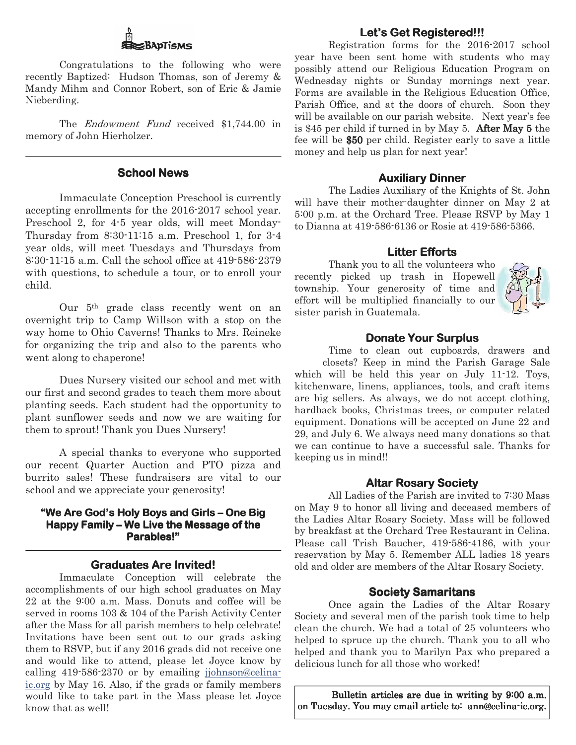## BAPTISMS

Congratulations to the following who were recently Baptized: Hudson Thomas, son of Jeremy & Mandy Mihm and Connor Robert, son of Eric & Jamie Nieberding.

The *Endowment Fund* received $1,744.00 in memory of John Hierholzer.

## School News

Immaculate Conception Preschool is currently accepting enrollments for the 2016-2017 school year. Preschool 2, for 4-5 year olds, will meet Monday-Thursday from 8:30-11:15 a.m. Preschool 1, for 3-4 year olds, will meet Tuesdays and Thursdays from 8:30-11:15 a.m. Call the school office at 419-586-2379 with questions, to schedule a tour, or to enroll your child.

Our 5th grade class recently went on an overnight trip to Camp Willson with a stop on the way home to Ohio Caverns! Thanks to Mrs. Reineke for organizing the trip and also to the parents who went along to chaperone!

Dues Nursery visited our school and met with our first and second grades to teach them more about planting seeds. Each student had the opportunity to plant sunflower seeds and now we are waiting for them to sprout! Thank you Dues Nursery!

A special thanks to everyone who supported our recent Quarter Auction and PTO pizza and burrito sales! These fundraisers are vital to our school and we appreciate your generosity!

**"We Are God's Holy Boys and Girls – One Big Happy Family – We Live the Message of the Parables!"**

## Graduates Are Invited!

Immaculate Conception will celebrate the accomplishments of our high school graduates on May 22 at the 9:00 a.m. Mass. Donuts and coffee will be served in rooms 103 & 104 of the Parish Activity Center after the Mass for all parish members to help celebrate! Invitations have been sent out to our grads asking them to RSVP, but if any 2016 grads did not receive one and would like to attend, please let Joyce know by calling 419-586-2370 or by emailing jjohnson@celina-ic.org by May 16. Also, if the grads or family members would like to take part in the Mass please let Joyce know that as well!

## Let's Get Registered!!!

Registration forms for the 2016-2017 school year have been sent home with students who may possibly attend our Religious Education Program on Wednesday nights or Sunday mornings next year. Forms are available in the Religious Education Office, Parish Office, and at the doors of church. Soon they will be available on our parish website. Next year's fee is $45 per child if turned in by May 5. **After May 5** the fee will be **$50** per child. Register early to save a little money and help us plan for next year!

## Auxiliary Dinner

The Ladies Auxiliary of the Knights of St. John will have their mother-daughter dinner on May 2 at 5:00 p.m. at the Orchard Tree. Please RSVP by May 1 to Dianna at 419-586-6136 or Rosie at 419-586-5366.

## Litter Efforts

Thank you to all the volunteers who recently picked up trash in Hopewell township. Your generosity of time and effort will be multiplied financially to our sister parish in Guatemala.

## Donate Your Surplus

Time to clean out cupboards, drawers and closets? Keep in mind the Parish Garage Sale which will be held this year on July 11-12. Toys, kitchenware, linens, appliances, tools, and craft items are big sellers. As always, we do not accept clothing, hardback books, Christmas trees, or computer related equipment. Donations will be accepted on June 22 and 29, and July 6. We always need many donations so that we can continue to have a successful sale. Thanks for keeping us in mind!!

## Altar Rosary Society

All Ladies of the Parish are invited to 7:30 Mass on May 9 to honor all living and deceased members of the Ladies Altar Rosary Society. Mass will be followed by breakfast at the Orchard Tree Restaurant in Celina. Please call Trish Baucher, 419-586-4186, with your reservation by May 5. Remember ALL ladies 18 years old and older are members of the Altar Rosary Society.

## Society Samaritans

Once again the Ladies of the Altar Rosary Society and several men of the parish took time to help clean the church. We had a total of 25 volunteers who helped to spruce up the church. Thank you to all who helped and thank you to Marilyn Pax who prepared a delicious lunch for all those who worked!

**Bulletin articles are due in writing by 9:00 a.m. on Tuesday. You may email article to: ann@celina-ic.org.**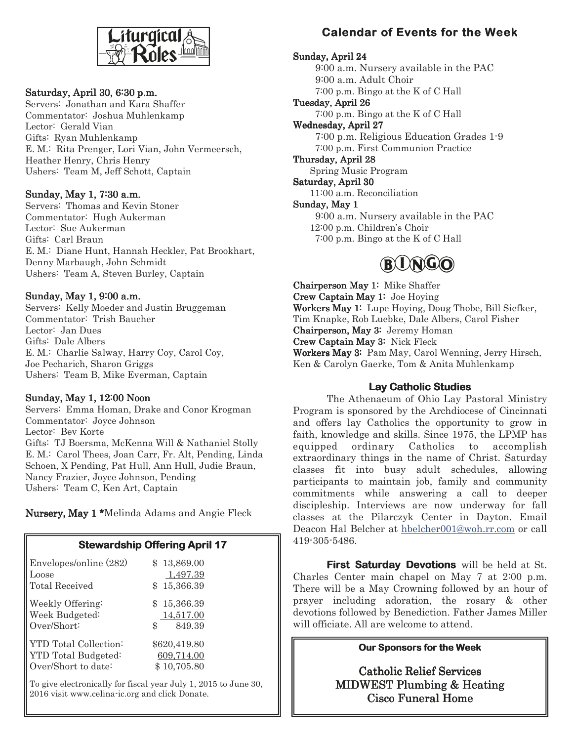## Liturgical Roles

**Saturday, April 30, 6:30 p.m.**
Servers: Jonathan and Kara Shaffer
Commentator: Joshua Muhlenkamp
Lector: Gerald Vian
Gifts: Ryan Muhlenkamp
E. M.: Rita Prenger, Lori Vian, John Vermeersch, Heather Henry, Chris Henry
Ushers: Team M, Jeff Schott, Captain

**Sunday, May 1, 7:30 a.m.**
Servers: Thomas and Kevin Stoner
Commentator: Hugh Aukerman
Lector: Sue Aukerman
Gifts: Carl Braun
E. M.: Diane Hunt, Hannah Heckler, Pat Brookhart, Denny Marbaugh, John Schmidt
Ushers: Team A, Steven Burley, Captain

**Sunday, May 1, 9:00 a.m.**
Servers: Kelly Moeder and Justin Bruggeman
Commentator: Trish Baucher
Lector: Jan Dues
Gifts: Dale Albers
E. M.: Charlie Salway, Harry Coy, Carol Coy, Joe Pecharich, Sharon Griggs
Ushers: Team B, Mike Everman, Captain

**Sunday, May 1, 12:00 Noon**
Servers: Emma Homan, Drake and Conor Krogman
Commentator: Joyce Johnson
Lector: Bev Korte
Gifts: TJ Boersma, McKenna Will & Nathaniel Stolly
E. M.: Carol Thees, Joan Carr, Fr. Alt, Pending, Linda Schoen, X Pending, Pat Hull, Ann Hull, Judie Braun, Nancy Frazier, Joyce Johnson, Pending
Ushers: Team C, Ken Art, Captain

**Nursery, May 1** *Melinda Adams and Angie Fleck

### Stewardship Offering April 17

| | |
|---|---|
| Envelopes/online (282) | $ 13,869.00 |
| Loose | 1,497.39 |
| Total Received | $ 15,366.39 |
| Weekly Offering: | $ 15,366.39 |
| Week Budgeted: | 14,517.00 |
| Over/Short: | $ 849.39 |
| YTD Total Collection: | $620,419.80 |
| YTD Total Budgeted: | 609,714.00 |
| Over/Short to date: | $ 10,705.80 |

To give electronically for fiscal year July 1, 2015 to June 30, 2016 visit www.celina-ic.org and click Donate.

## Calendar of Events for the Week

**Sunday, April 24**
9:00 a.m. Nursery available in the PAC
9:00 a.m. Adult Choir
7:00 p.m. Bingo at the K of C Hall

**Tuesday, April 26**
7:00 p.m. Bingo at the K of C Hall

**Wednesday, April 27**
7:00 p.m. Religious Education Grades 1-9
7:00 p.m. First Communion Practice

**Thursday, April 28**
Spring Music Program

**Saturday, April 30**
11:00 a.m. Reconciliation

**Sunday, May 1**
9:00 a.m. Nursery available in the PAC
12:00 p.m. Children's Choir
7:00 p.m. Bingo at the K of C Hall

## BINGO

**Chairperson May 1:** Mike Shaffer
**Crew Captain May 1:** Joe Hoying
**Workers May 1:** Lupe Hoying, Doug Thobe, Bill Siefker, Tim Knapke, Rob Luebke, Dale Albers, Carol Fisher
**Chairperson, May 3:** Jeremy Homan
**Crew Captain May 3:** Nick Fleck
**Workers May 3:** Pam May, Carol Wenning, Jerry Hirsch, Ken & Carolyn Gaerke, Tom & Anita Muhlenkamp

### Lay Catholic Studies

The Athenaeum of Ohio Lay Pastoral Ministry Program is sponsored by the Archdiocese of Cincinnati and offers lay Catholics the opportunity to grow in faith, knowledge and skills. Since 1975, the LPMP has equipped ordinary Catholics to accomplish extraordinary things in the name of Christ. Saturday classes fit into busy adult schedules, allowing participants to maintain job, family and community commitments while answering a call to deeper discipleship. Interviews are now underway for fall classes at the Pilarczyk Center in Dayton. Email Deacon Hal Belcher at hbelcher001@woh.rr.com or call 419-305-5486.

**First Saturday Devotions** will be held at St. Charles Center main chapel on May 7 at 2:00 p.m. There will be a May Crowning followed by an hour of prayer including adoration, the rosary & other devotions followed by Benediction. Father James Miller will officiate. All are welcome to attend.

### Our Sponsors for the Week

Catholic Relief Services
MIDWEST Plumbing & Heating
Cisco Funeral Home